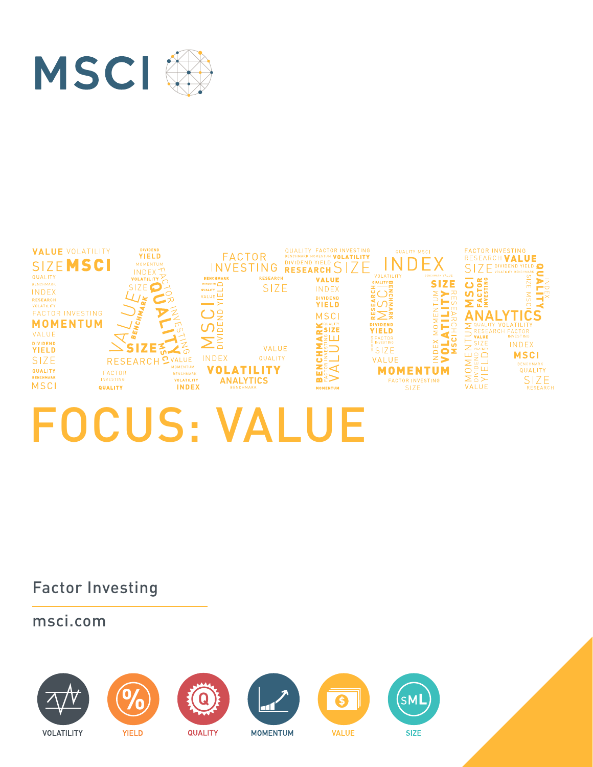MSCI

# FOCUS: VALUE

Factor Investing

msci.com

VOLATILITY YIELD QUALITY MOMENTUM VALUE SIZE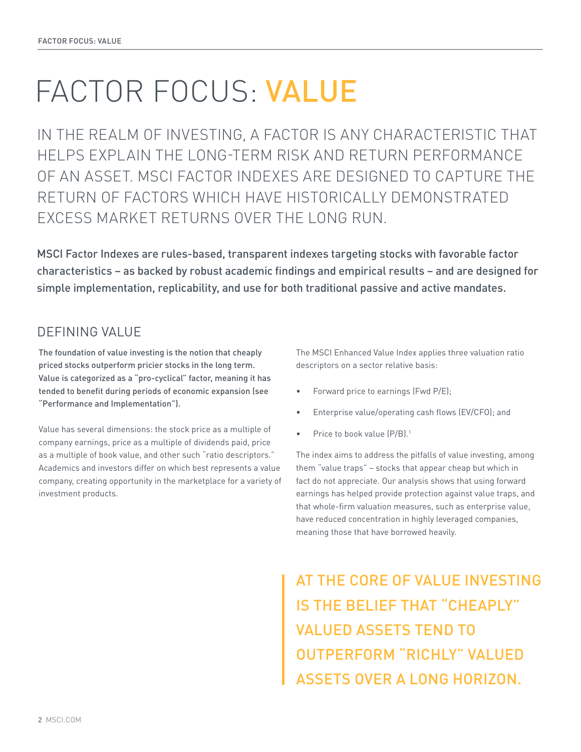# FACTOR FOCUS: VALUE

IN THE REALM OF INVESTING, A FACTOR IS ANY CHARACTERISTIC THAT HELPS EXPLAIN THE LONG-TERM RISK AND RETURN PERFORMANCE OF AN ASSET. MSCI FACTOR INDEXES ARE DESIGNED TO CAPTURE THE RETURN OF FACTORS WHICH HAVE HISTORICALLY DEMONSTRATED EXCESS MARKET RETURNS OVER THE LONG RUN.

MSCI Factor Indexes are rules-based, transparent indexes targeting stocks with favorable factor characteristics – as backed by robust academic findings and empirical results – and are designed for simple implementation, replicability, and use for both traditional passive and active mandates.

## DEFINING VALUE

**The foundation of value investing is the notion that cheaply priced stocks outperform pricier stocks in the long term. Value is categorized as a "pro-cyclical" factor, meaning it has tended to benefit during periods of economic expansion (see "Performance and Implementation").**

Value has several dimensions: the stock price as a multiple of company earnings, price as a multiple of dividends paid, price as a multiple of book value, and other such "ratio descriptors." Academics and investors differ on which best represents a value company, creating opportunity in the marketplace for a variety of investment products.

The MSCI Enhanced Value Index applies three valuation ratio descriptors on a sector relative basis:

- Forward price to earnings (Fwd P/E);
- Enterprise value/operating cash flows (EV/CFO); and
- Price to book value (P/B).[1]

The index aims to address the pitfalls of value investing, among them "value traps" – stocks that appear cheap but which in fact do not appreciate. Our analysis shows that using forward earnings has helped provide protection against value traps, and that whole-firm valuation measures, such as enterprise value, have reduced concentration in highly leveraged companies, meaning those that have borrowed heavily.

> AT THE CORE OF VALUE INVESTING IS THE BELIEF THAT "CHEAPLY" VALUED ASSETS TEND TO OUTPERFORM "RICHLY" VALUED ASSETS OVER A LONG HORIZON.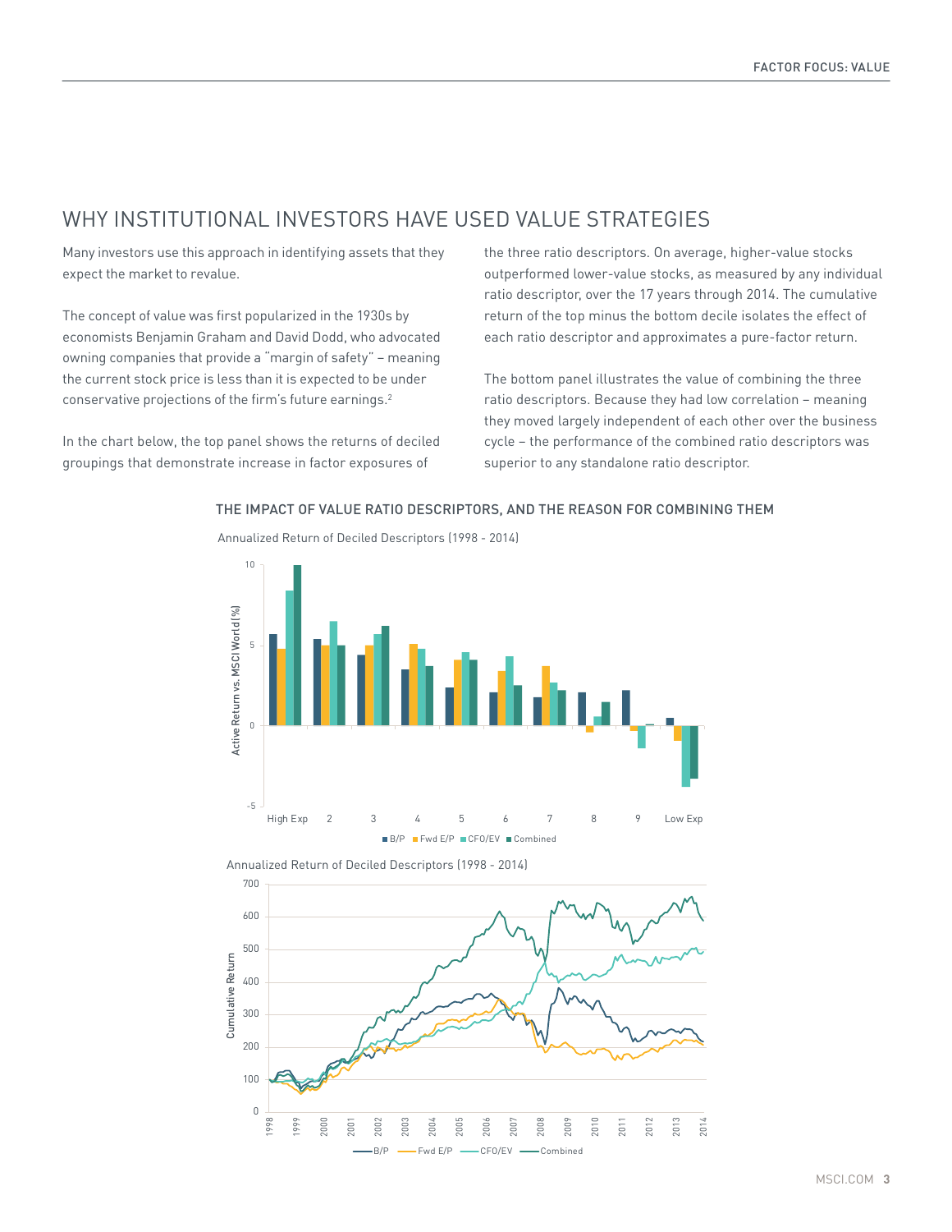## WHY INSTITUTIONAL INVESTORS HAVE USED VALUE STRATEGIES

Many investors use this approach in identifying assets that they expect the market to revalue.

The concept of value was first popularized in the 1930s by economists Benjamin Graham and David Dodd, who advocated owning companies that provide a "margin of safety" – meaning the current stock price is less than it is expected to be under conservative projections of the firm's future earnings.[2]

In the chart below, the top panel shows the returns of deciled groupings that demonstrate increase in factor exposures of the three ratio descriptors. On average, higher-value stocks outperformed lower-value stocks, as measured by any individual ratio descriptor, over the 17 years through 2014. The cumulative return of the top minus the bottom decile isolates the effect of each ratio descriptor and approximates a pure-factor return.

The bottom panel illustrates the value of combining the three ratio descriptors. Because they had low correlation – meaning they moved largely independent of each other over the business cycle – the performance of the combined ratio descriptors was superior to any standalone ratio descriptor.

### THE IMPACT OF VALUE RATIO DESCRIPTORS, AND THE REASON FOR COMBINING THEM

Annualized Return of Deciled Descriptors (1998 - 2014)

Annualized Return of Deciled Descriptors (1998 - 2014)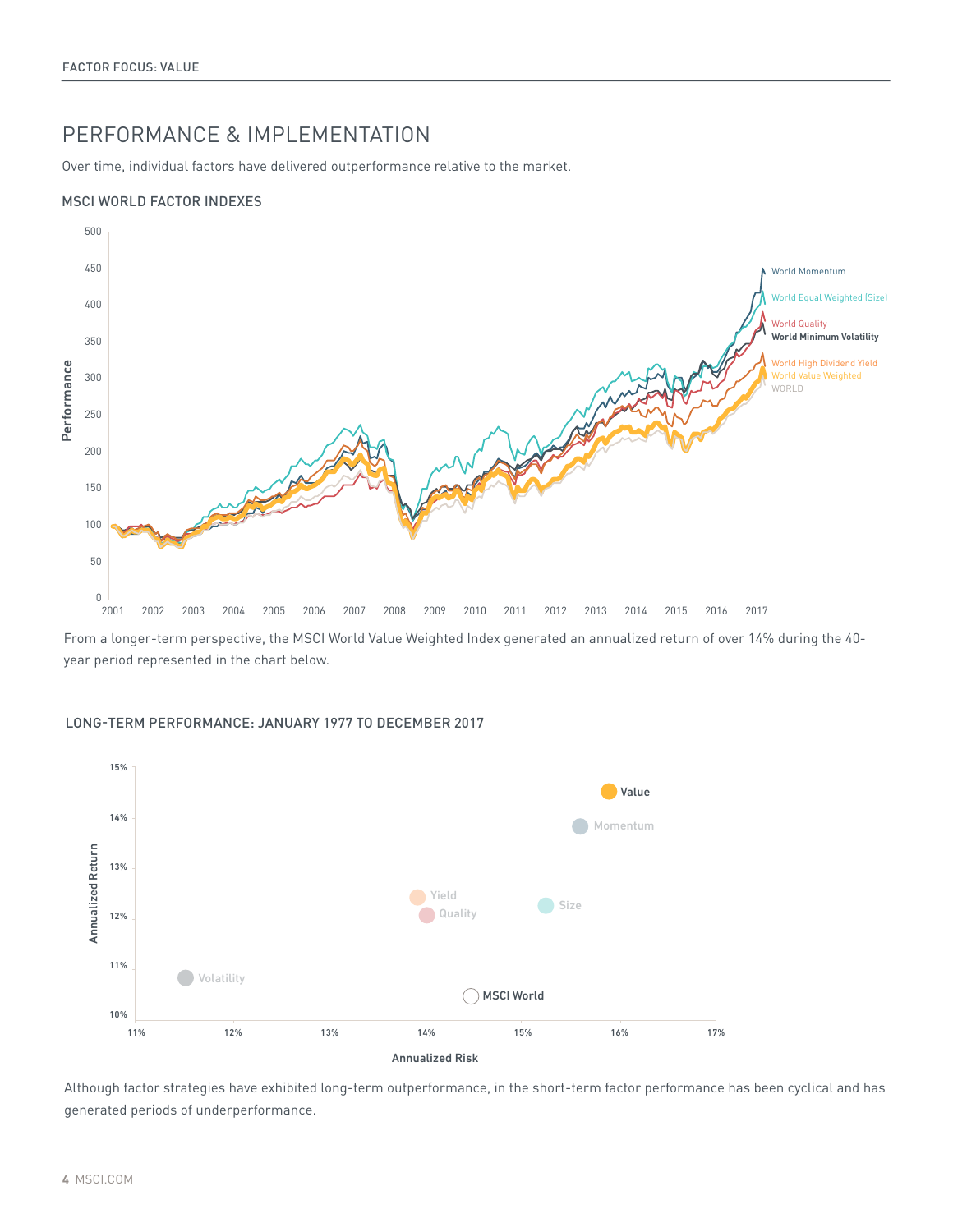## PERFORMANCE & IMPLEMENTATION

Over time, individual factors have delivered outperformance relative to the market.

### MSCI WORLD FACTOR INDEXES

From a longer-term perspective, the MSCI World Value Weighted Index generated an annualized return of over 14% during the 40-year period represented in the chart below.

### LONG-TERM PERFORMANCE: JANUARY 1977 TO DECEMBER 2017

Although factor strategies have exhibited long-term outperformance, in the short-term factor performance has been cyclical and has generated periods of underperformance.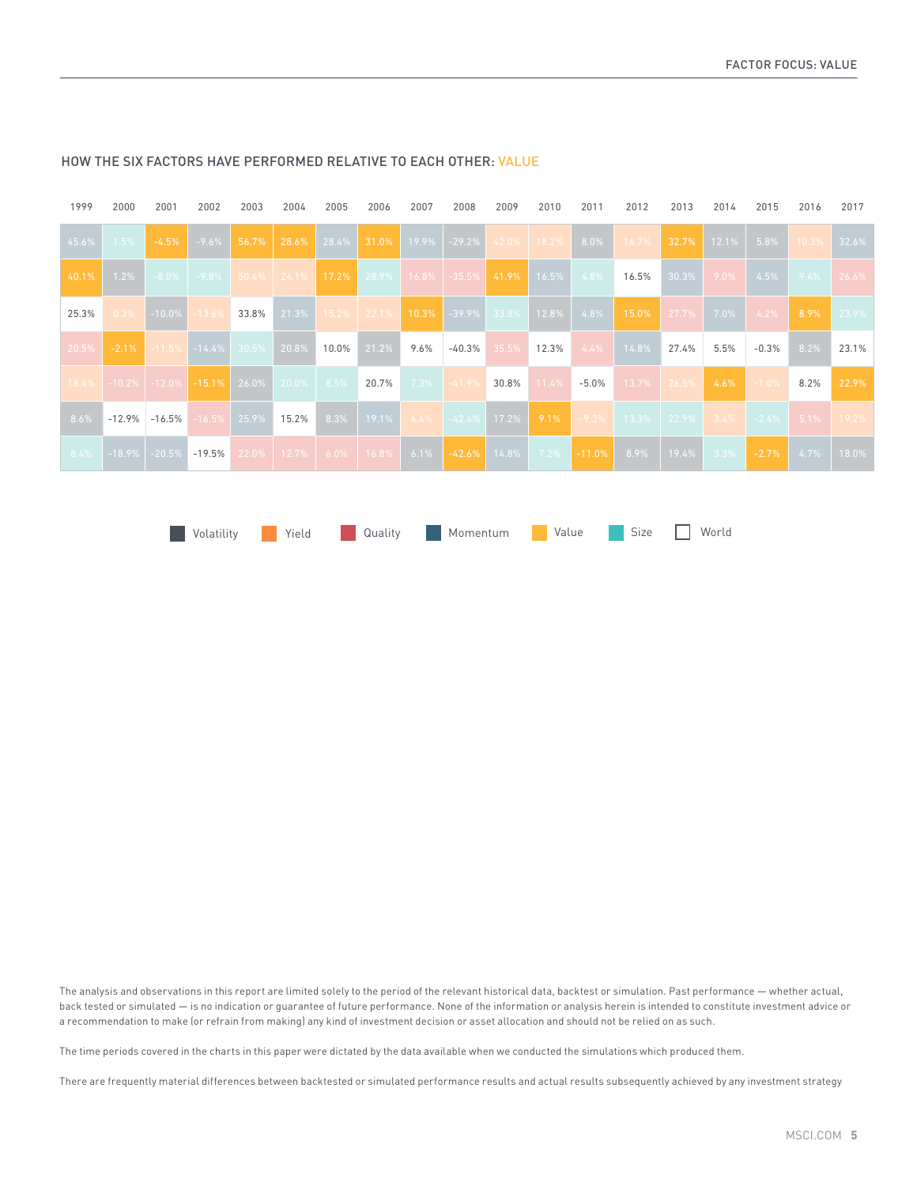## HOW THE SIX FACTORS HAVE PERFORMED RELATIVE TO EACH OTHER: VALUE

| 1999 | 2000 | 2001 | 2002 | 2003 | 2004 | 2005 | 2006 | 2007 | 2008 | 2009 | 2010 | 2011 | 2012 | 2013 | 2014 | 2015 | 2016 | 2017 |
|---|---|---|---|---|---|---|---|---|---|---|---|---|---|---|---|---|---|---|
| 45.6% | 1.5% | -4.5% | -9.6% | 56.7% | 28.6% | 28.4% | 31.0% | 19.9% | -29.2% | 42.0% | 18.2% | 8.0% | 16.7% | 32.7% | 12.1% | 5.8% | 10.3% | 32.6% |
| 40.1% | 1.2% | -8.0% | -9.8% | 50.4% | 24.1% | 17.2% | 28.9% | 16.8% | -35.5% | 41.9% | 16.5% | 4.8% | 16.5% | 30.3% | 9.0% | 4.5% | 9.4% | 26.6% |
| 25.3% | 0.3% | -10.0% | -13.6% | 33.8% | 21.3% | 15.2% | 22.1% | 10.3% | -39.9% | 33.8% | 12.8% | 4.8% | 15.0% | 27.7% | 7.0% | 4.2% | 8.9% | 23.9% |
| 20.5% | -2.1% | -11.5% | -14.4% | 30.5% | 20.8% | 10.0% | 21.2% | 9.6% | -40.3% | 35.5% | 12.3% | 4.4% | 14.8% | 27.4% | 5.5% | -0.3% | 8.2% | 23.1% |
| 18.4% | -10.2% | -12.0% | -15.1% | 26.0% | 20.0% | 8.5% | 20.7% | 7.3% | -41.9% | 30.8% | 11.4% | -5.0% | 13.7% | 26.5% | 4.6% | -1.0% | 8.2% | 22.9% |
| 8.6% | -12.9% | -16.5% | -16.5% | 25.9% | 15.2% | 8.3% | 19.1% | 6.4% | -42.4% | 17.2% | 9.1% | -9.3% | 13.3% | 22.9% | 3.4% | -2.4% | 5.1% | 19.2% |
| 8.4% | -18.9% | -20.5% | -19.5% | 22.0% | 12.7% | 6.0% | 16.8% | 6.1% | -42.6% | 14.8% | 7.2% | -11.0% | 8.9% | 19.4% | 3.3% | -2.7% | 4.7% | 18.0% |

Volatility | Yield | Quality | Momentum | Value | Size | World

The analysis and observations in this report are limited solely to the period of the relevant historical data, backtest or simulation. Past performance — whether actual, back tested or simulated — is no indication or guarantee of future performance. None of the information or analysis herein is intended to constitute investment advice or a recommendation to make (or refrain from making) any kind of investment decision or asset allocation and should not be relied on as such.

The time periods covered in the charts in this paper were dictated by the data available when we conducted the simulations which produced them.

There are frequently material differences between backtested or simulated performance results and actual results subsequently achieved by any investment strategy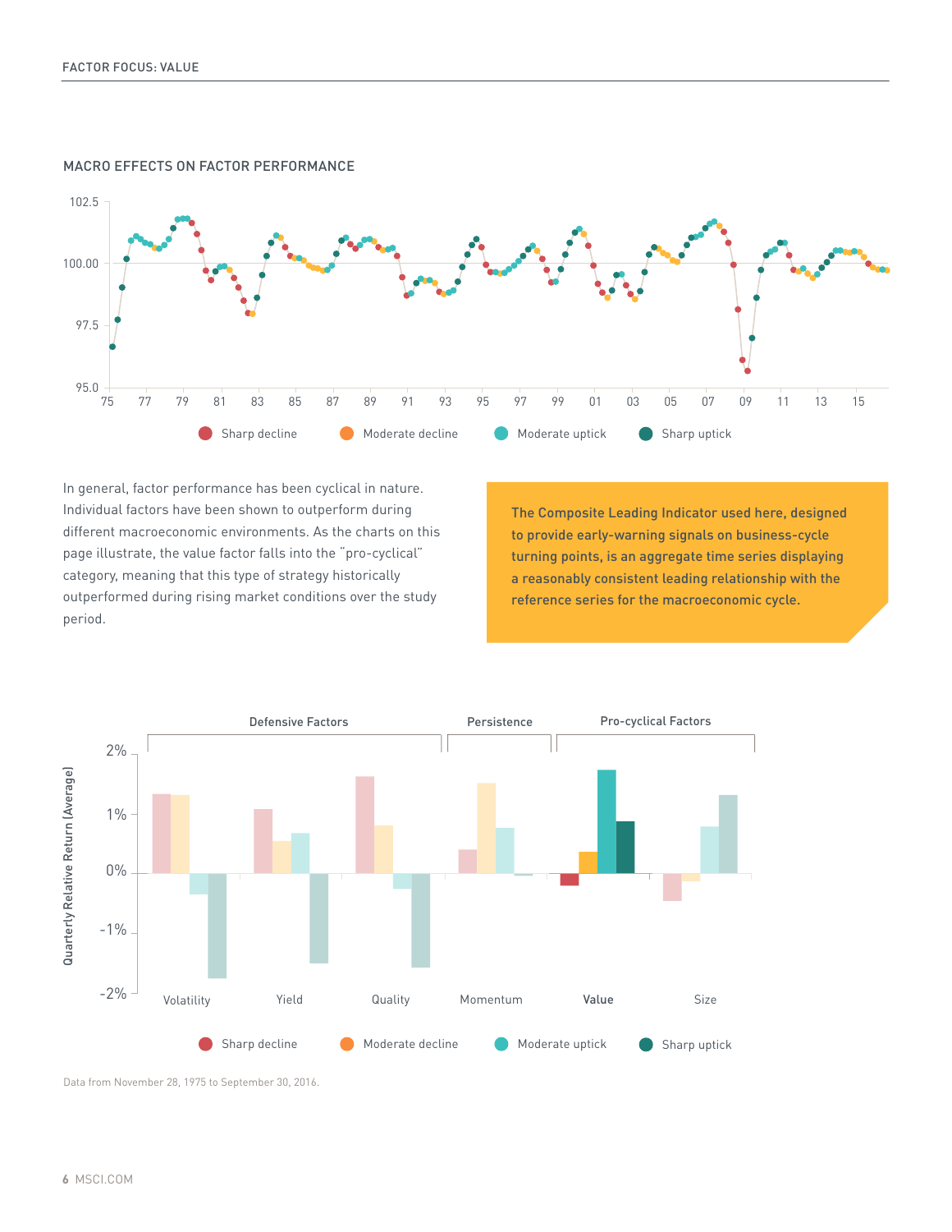## MACRO EFFECTS ON FACTOR PERFORMANCE

In general, factor performance has been cyclical in nature. Individual factors have been shown to outperform during different macroeconomic environments. As the charts on this page illustrate, the value factor falls into the "pro-cyclical" category, meaning that this type of strategy historically outperformed during rising market conditions over the study period.

**The Composite Leading Indicator used here, designed to provide early-warning signals on business-cycle turning points, is an aggregate time series displaying a reasonably consistent leading relationship with the reference series for the macroeconomic cycle.**

Data from November 28, 1975 to September 30, 2016.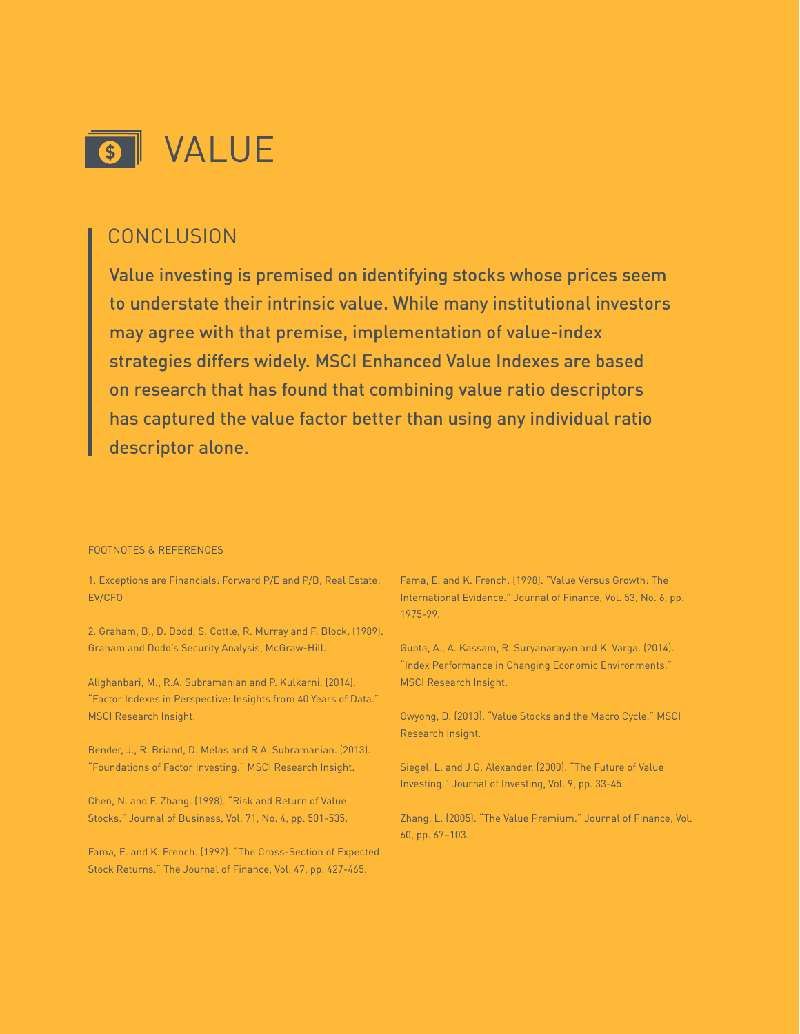# VALUE

## CONCLUSION

Value investing is premised on identifying stocks whose prices seem to understate their intrinsic value. While many institutional investors may agree with that premise, implementation of value-index strategies differs widely. MSCI Enhanced Value Indexes are based on research that has found that combining value ratio descriptors has captured the value factor better than using any individual ratio descriptor alone.

FOOTNOTES & REFERENCES

1. Exceptions are Financials: Forward P/E and P/B, Real Estate: EV/CFO

2. Graham, B., D. Dodd, S. Cottle, R. Murray and F. Block. (1989). Graham and Dodd's Security Analysis, McGraw-Hill.

Alighanbari, M., R.A. Subramanian and P. Kulkarni. (2014). "Factor Indexes in Perspective: Insights from 40 Years of Data." MSCI Research Insight.

Bender, J., R. Briand, D. Melas and R.A. Subramanian. (2013). "Foundations of Factor Investing." MSCI Research Insight.

Chen, N. and F. Zhang. (1998). "Risk and Return of Value Stocks." Journal of Business, Vol. 71, No. 4, pp. 501-535.

Fama, E. and K. French. (1992). "The Cross-Section of Expected Stock Returns." The Journal of Finance, Vol. 47, pp. 427-465.

Fama, E. and K. French. (1998). "Value Versus Growth: The International Evidence." Journal of Finance, Vol. 53, No. 6, pp. 1975-99.

Gupta, A., A. Kassam, R. Suryanarayan and K. Varga. (2014). "Index Performance in Changing Economic Environments." MSCI Research Insight.

Owyong, D. (2013). "Value Stocks and the Macro Cycle." MSCI Research Insight.

Siegel, L. and J.G. Alexander. (2000). "The Future of Value Investing." Journal of Investing, Vol. 9, pp. 33-45.

Zhang, L. (2005). "The Value Premium." Journal of Finance, Vol. 60, pp. 67–103.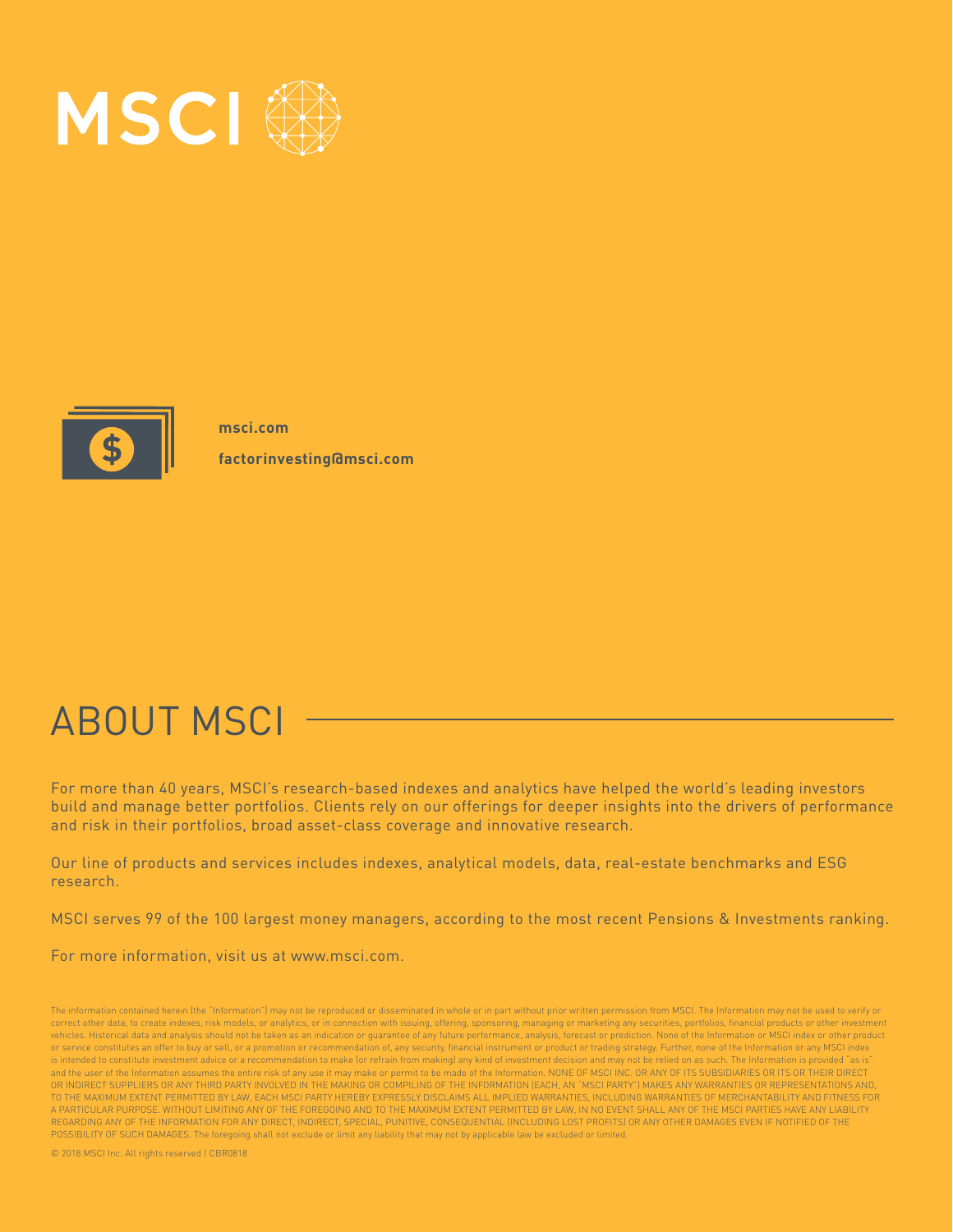MSCI

**msci.com**

**factorinvesting@msci.com**

# ABOUT MSCI

For more than 40 years, MSCI's research-based indexes and analytics have helped the world's leading investors build and manage better portfolios. Clients rely on our offerings for deeper insights into the drivers of performance and risk in their portfolios, broad asset-class coverage and innovative research.

Our line of products and services includes indexes, analytical models, data, real-estate benchmarks and ESG research.

MSCI serves 99 of the 100 largest money managers, according to the most recent Pensions & Investments ranking.

For more information, visit us at www.msci.com.

The information contained herein (the "Information") may not be reproduced or disseminated in whole or in part without prior written permission from MSCI. The Information may not be used to verify or correct other data, to create indexes, risk models, or analytics, or in connection with issuing, offering, sponsoring, managing or marketing any securities, portfolios, financial products or other investment vehicles. Historical data and analysis should not be taken as an indication or guarantee of any future performance, analysis, forecast or prediction. None of the Information or MSCI index or other product or service constitutes an offer to buy or sell, or a promotion or recommendation of, any security, financial instrument or product or trading strategy. Further, none of the Information or any MSCI index is intended to constitute investment advice or a recommendation to make (or refrain from making) any kind of investment decision and may not be relied on as such. The Information is provided "as is" and the user of the Information assumes the entire risk of any use it may make or permit to be made of the Information. NONE OF MSCI INC. OR ANY OF ITS SUBSIDIARIES OR ITS OR THEIR DIRECT OR INDIRECT SUPPLIERS OR ANY THIRD PARTY INVOLVED IN THE MAKING OR COMPILING OF THE INFORMATION (EACH, AN "MSCI PARTY") MAKES ANY WARRANTIES OR REPRESENTATIONS AND, TO THE MAXIMUM EXTENT PERMITTED BY LAW, EACH MSCI PARTY HEREBY EXPRESSLY DISCLAIMS ALL IMPLIED WARRANTIES, INCLUDING WARRANTIES OF MERCHANTABILITY AND FITNESS FOR A PARTICULAR PURPOSE. WITHOUT LIMITING ANY OF THE FOREGOING AND TO THE MAXIMUM EXTENT PERMITTED BY LAW, IN NO EVENT SHALL ANY OF THE MSCI PARTIES HAVE ANY LIABILITY REGARDING ANY OF THE INFORMATION FOR ANY DIRECT, INDIRECT, SPECIAL, PUNITIVE, CONSEQUENTIAL (INCLUDING LOST PROFITS) OR ANY OTHER DAMAGES EVEN IF NOTIFIED OF THE POSSIBILITY OF SUCH DAMAGES. The foregoing shall not exclude or limit any liability that may not by applicable law be excluded or limited.

© 2018 MSCI Inc. All rights reserved | CBR0818